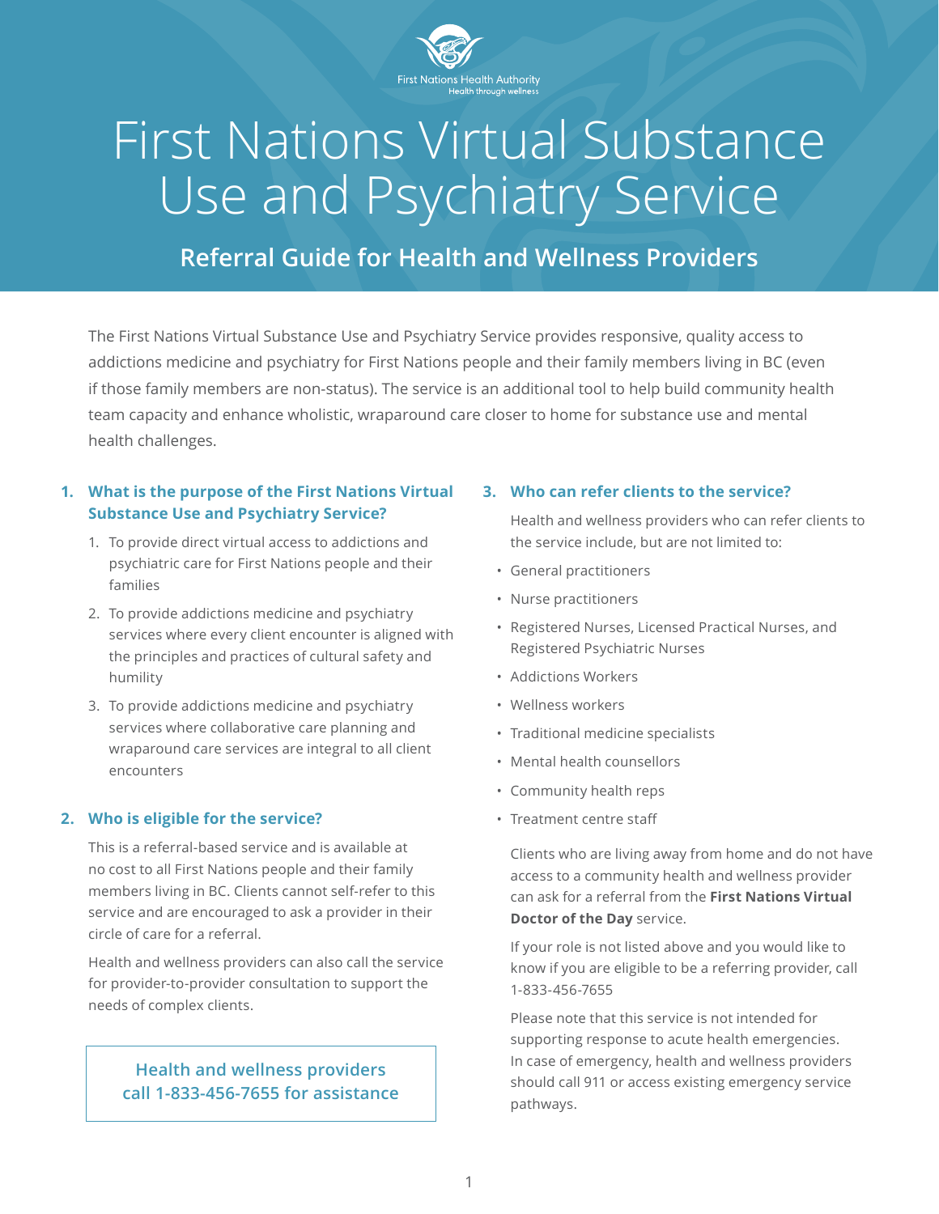First Nations Health Authority
Health through wellness

# First Nations Virtual Substance Use and Psychiatry Service

## Referral Guide for Health and Wellness Providers

The First Nations Virtual Substance Use and Psychiatry Service provides responsive, quality access to addictions medicine and psychiatry for First Nations people and their family members living in BC (even if those family members are non-status). The service is an additional tool to help build community health team capacity and enhance wholistic, wraparound care closer to home for substance use and mental health challenges.

### 1. What is the purpose of the First Nations Virtual Substance Use and Psychiatry Service?

1. To provide direct virtual access to addictions and psychiatric care for First Nations people and their families
2. To provide addictions medicine and psychiatry services where every client encounter is aligned with the principles and practices of cultural safety and humility
3. To provide addictions medicine and psychiatry services where collaborative care planning and wraparound care services are integral to all client encounters

### 2. Who is eligible for the service?

This is a referral-based service and is available at no cost to all First Nations people and their family members living in BC. Clients cannot self-refer to this service and are encouraged to ask a provider in their circle of care for a referral.

Health and wellness providers can also call the service for provider-to-provider consultation to support the needs of complex clients.

**Health and wellness providers call 1-833-456-7655 for assistance**

### 3. Who can refer clients to the service?

Health and wellness providers who can refer clients to the service include, but are not limited to:

- General practitioners
- Nurse practitioners
- Registered Nurses, Licensed Practical Nurses, and Registered Psychiatric Nurses
- Addictions Workers
- Wellness workers
- Traditional medicine specialists
- Mental health counsellors
- Community health reps
- Treatment centre staff

Clients who are living away from home and do not have access to a community health and wellness provider can ask for a referral from the **First Nations Virtual Doctor of the Day** service.

If your role is not listed above and you would like to know if you are eligible to be a referring provider, call 1-833-456-7655

Please note that this service is not intended for supporting response to acute health emergencies. In case of emergency, health and wellness providers should call 911 or access existing emergency service pathways.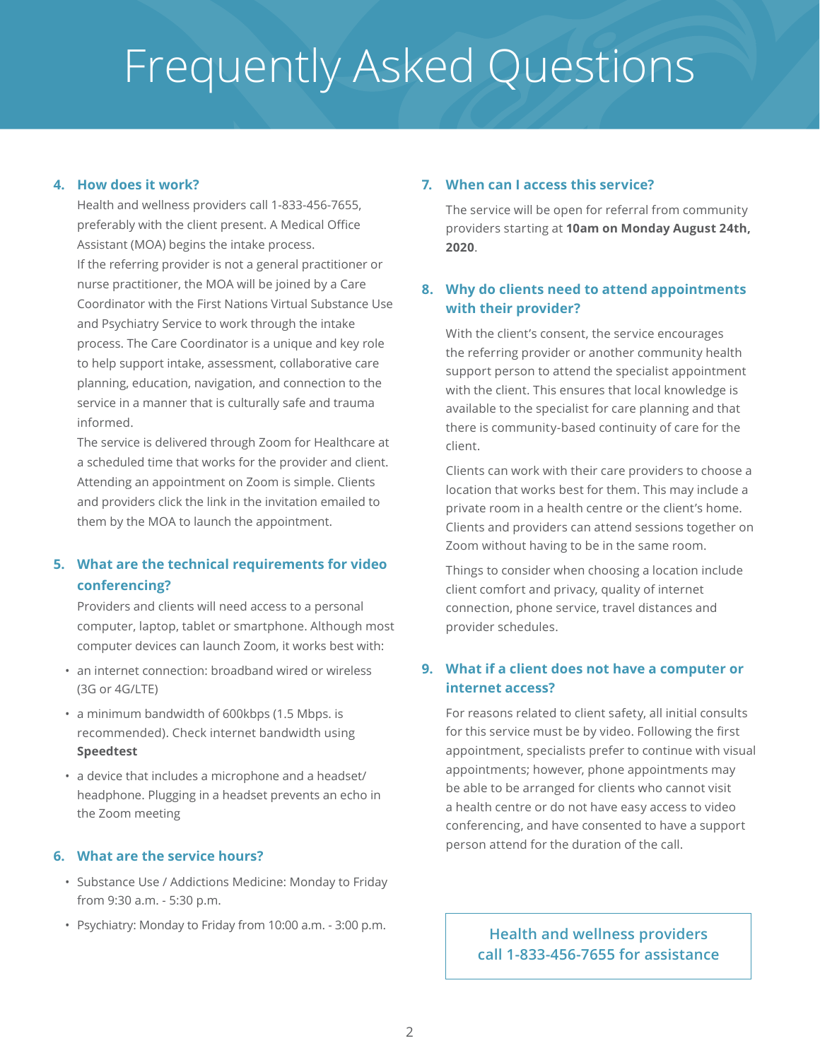# Frequently Asked Questions

### 4. How does it work?

Health and wellness providers call 1-833-456-7655, preferably with the client present. A Medical Office Assistant (MOA) begins the intake process.

If the referring provider is not a general practitioner or nurse practitioner, the MOA will be joined by a Care Coordinator with the First Nations Virtual Substance Use and Psychiatry Service to work through the intake process. The Care Coordinator is a unique and key role to help support intake, assessment, collaborative care planning, education, navigation, and connection to the service in a manner that is culturally safe and trauma informed.

The service is delivered through Zoom for Healthcare at a scheduled time that works for the provider and client. Attending an appointment on Zoom is simple. Clients and providers click the link in the invitation emailed to them by the MOA to launch the appointment.

### 5. What are the technical requirements for video conferencing?

Providers and clients will need access to a personal computer, laptop, tablet or smartphone. Although most computer devices can launch Zoom, it works best with:

- an internet connection: broadband wired or wireless (3G or 4G/LTE)
- a minimum bandwidth of 600kbps (1.5 Mbps. is recommended). Check internet bandwidth using **Speedtest**
- a device that includes a microphone and a headset/headphone. Plugging in a headset prevents an echo in the Zoom meeting

### 6. What are the service hours?

- Substance Use / Addictions Medicine: Monday to Friday from 9:30 a.m. - 5:30 p.m.
- Psychiatry: Monday to Friday from 10:00 a.m. - 3:00 p.m.

### 7. When can I access this service?

The service will be open for referral from community providers starting at **10am on Monday August 24th, 2020**.

### 8. Why do clients need to attend appointments with their provider?

With the client's consent, the service encourages the referring provider or another community health support person to attend the specialist appointment with the client. This ensures that local knowledge is available to the specialist for care planning and that there is community-based continuity of care for the client.

Clients can work with their care providers to choose a location that works best for them. This may include a private room in a health centre or the client's home. Clients and providers can attend sessions together on Zoom without having to be in the same room.

Things to consider when choosing a location include client comfort and privacy, quality of internet connection, phone service, travel distances and provider schedules.

### 9. What if a client does not have a computer or internet access?

For reasons related to client safety, all initial consults for this service must be by video. Following the first appointment, specialists prefer to continue with visual appointments; however, phone appointments may be able to be arranged for clients who cannot visit a health centre or do not have easy access to video conferencing, and have consented to have a support person attend for the duration of the call.

**Health and wellness providers call 1-833-456-7655 for assistance**